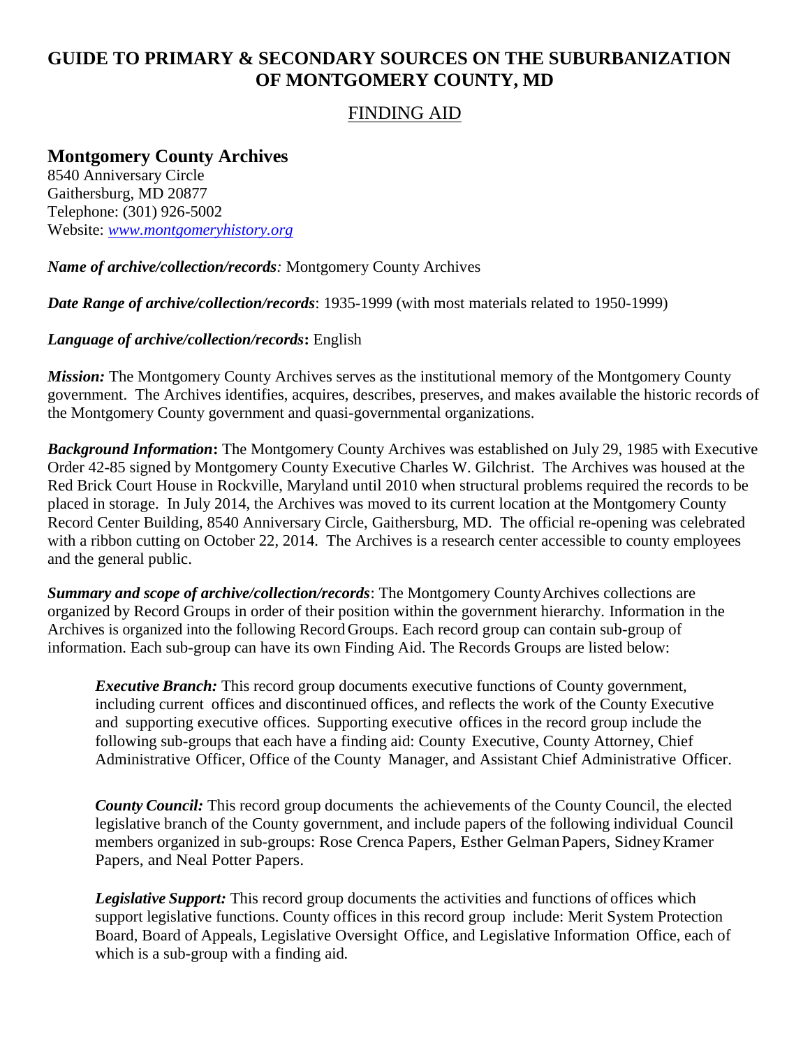# GUIDE TO PRIMARY & SECONDARY SOURCES ON THE SUBURBANIZATION OF MONTGOMERY COUNTY, MD

## FINDING AID

### Montgomery County Archives

8540 Anniversary Circle
Gaithersburg, MD 20877
Telephone: (301) 926-5002
Website: *www.montgomeryhistory.org*

***Name of archive/collection/records:*** Montgomery County Archives

***Date Range of archive/collection/records***: 1935-1999 (with most materials related to 1950-1999)

***Language of archive/collection/records*****:** English

***Mission:*** The Montgomery County Archives serves as the institutional memory of the Montgomery County government. The Archives identifies, acquires, describes, preserves, and makes available the historic records of the Montgomery County government and quasi-governmental organizations.

***Background Information*****:** The Montgomery County Archives was established on July 29, 1985 with Executive Order 42-85 signed by Montgomery County Executive Charles W. Gilchrist. The Archives was housed at the Red Brick Court House in Rockville, Maryland until 2010 when structural problems required the records to be placed in storage. In July 2014, the Archives was moved to its current location at the Montgomery County Record Center Building, 8540 Anniversary Circle, Gaithersburg, MD. The official re-opening was celebrated with a ribbon cutting on October 22, 2014. The Archives is a research center accessible to county employees and the general public.

***Summary and scope of archive/collection/records***: The Montgomery County Archives collections are organized by Record Groups in order of their position within the government hierarchy. Information in the Archives is organized into the following Record Groups. Each record group can contain sub-group of information. Each sub-group can have its own Finding Aid. The Records Groups are listed below:

> ***Executive Branch:*** This record group documents executive functions of County government, including current offices and discontinued offices, and reflects the work of the County Executive and supporting executive offices. Supporting executive offices in the record group include the following sub-groups that each have a finding aid: County Executive, County Attorney, Chief Administrative Officer, Office of the County Manager, and Assistant Chief Administrative Officer.
>
> ***County Council:*** This record group documents the achievements of the County Council, the elected legislative branch of the County government, and include papers of the following individual Council members organized in sub-groups: Rose Crenca Papers, Esther Gelman Papers, Sidney Kramer Papers, and Neal Potter Papers.
>
> ***Legislative Support:*** This record group documents the activities and functions of offices which support legislative functions. County offices in this record group include: Merit System Protection Board, Board of Appeals, Legislative Oversight Office, and Legislative Information Office, each of which is a sub-group with a finding aid.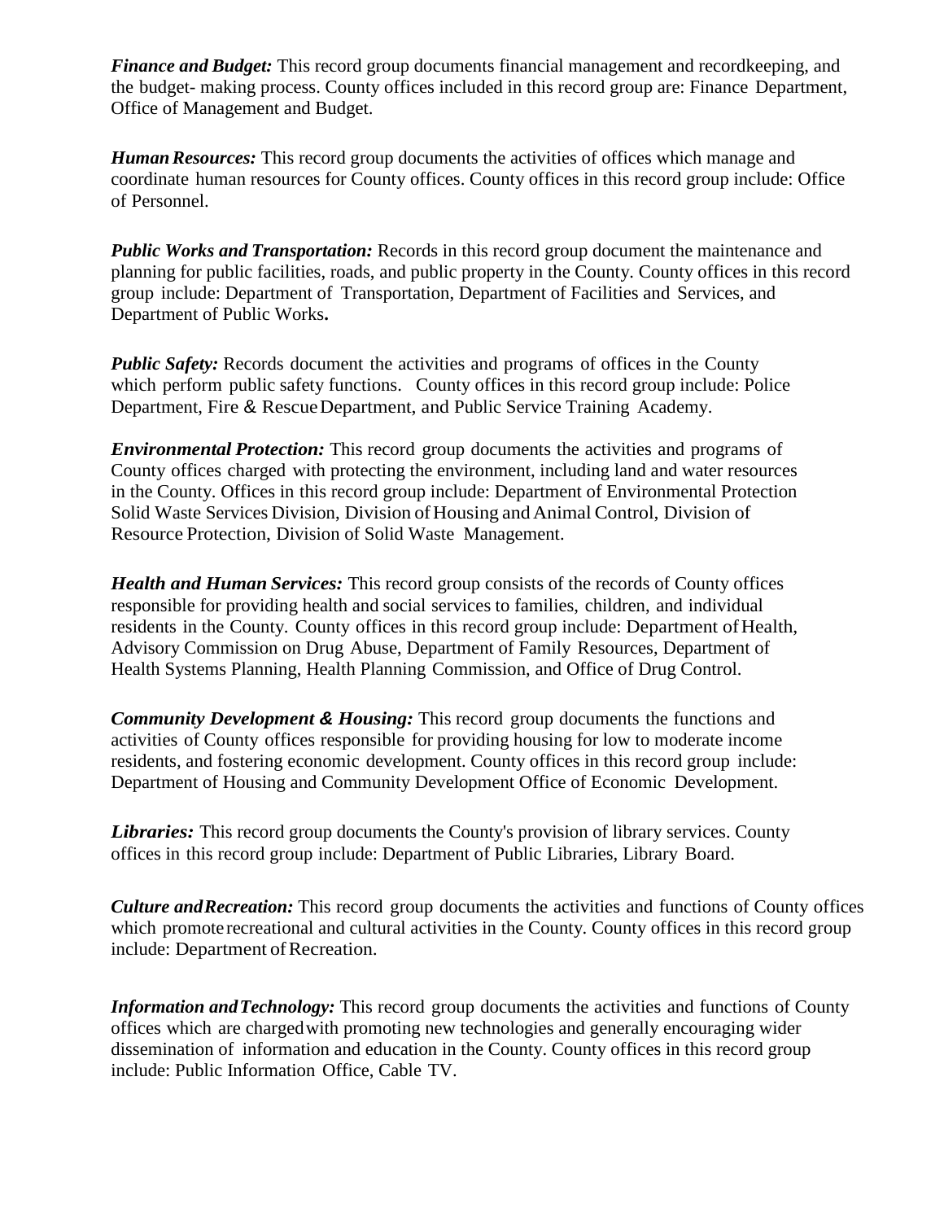***Finance and Budget:*** This record group documents financial management and recordkeeping, and the budget- making process. County offices included in this record group are: Finance Department, Office of Management and Budget.

***Human Resources:*** This record group documents the activities of offices which manage and coordinate human resources for County offices. County offices in this record group include: Office of Personnel.

***Public Works and Transportation:*** Records in this record group document the maintenance and planning for public facilities, roads, and public property in the County. County offices in this record group include: Department of Transportation, Department of Facilities and Services, and Department of Public Works**.**

***Public Safety:*** Records document the activities and programs of offices in the County which perform public safety functions. County offices in this record group include: Police Department, Fire & Rescue Department, and Public Service Training Academy.

***Environmental Protection:*** This record group documents the activities and programs of County offices charged with protecting the environment, including land and water resources in the County. Offices in this record group include: Department of Environmental Protection Solid Waste Services Division, Division of Housing and Animal Control, Division of Resource Protection, Division of Solid Waste Management.

***Health and Human Services:*** This record group consists of the records of County offices responsible for providing health and social services to families, children, and individual residents in the County. County offices in this record group include: Department of Health, Advisory Commission on Drug Abuse, Department of Family Resources, Department of Health Systems Planning, Health Planning Commission, and Office of Drug Control.

***Community Development & Housing:*** This record group documents the functions and activities of County offices responsible for providing housing for low to moderate income residents, and fostering economic development. County offices in this record group include: Department of Housing and Community Development Office of Economic Development.

***Libraries:*** This record group documents the County's provision of library services. County offices in this record group include: Department of Public Libraries, Library Board.

***Culture and Recreation:*** This record group documents the activities and functions of County offices which promote recreational and cultural activities in the County. County offices in this record group include: Department of Recreation.

***Information and Technology:*** This record group documents the activities and functions of County offices which are charged with promoting new technologies and generally encouraging wider dissemination of information and education in the County. County offices in this record group include: Public Information Office, Cable TV.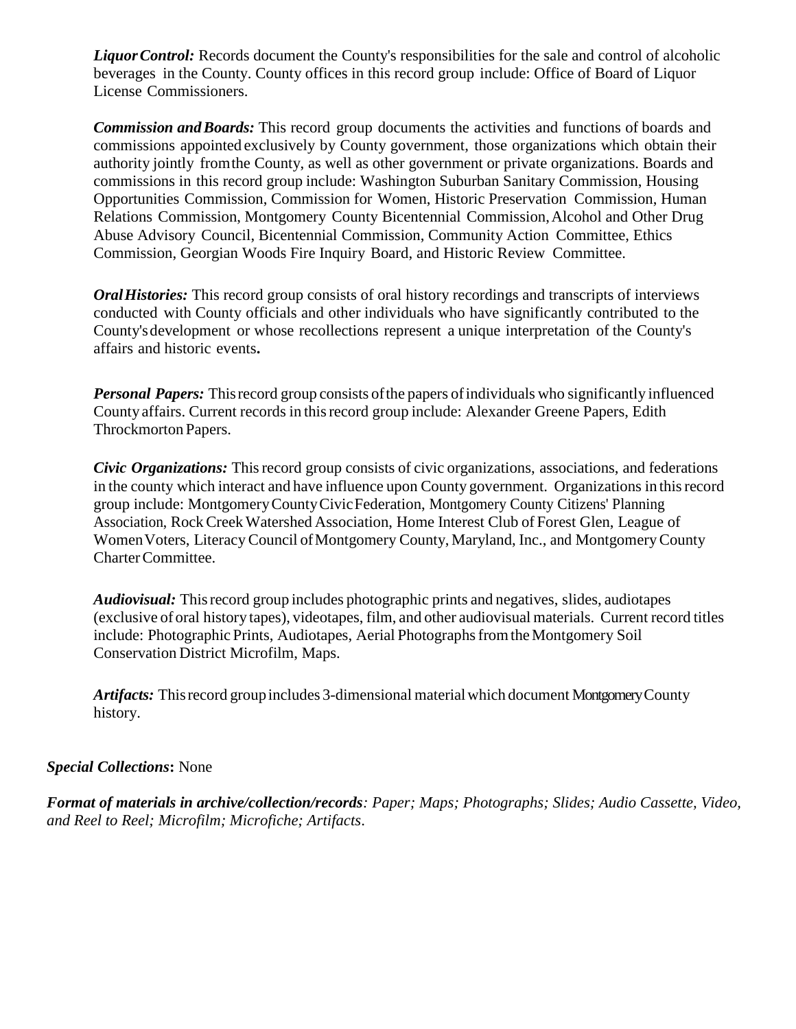***Liquor Control:*** Records document the County's responsibilities for the sale and control of alcoholic beverages in the County. County offices in this record group include: Office of Board of Liquor License Commissioners.

***Commission and Boards:*** This record group documents the activities and functions of boards and commissions appointed exclusively by County government, those organizations which obtain their authority jointly from the County, as well as other government or private organizations. Boards and commissions in this record group include: Washington Suburban Sanitary Commission, Housing Opportunities Commission, Commission for Women, Historic Preservation Commission, Human Relations Commission, Montgomery County Bicentennial Commission, Alcohol and Other Drug Abuse Advisory Council, Bicentennial Commission, Community Action Committee, Ethics Commission, Georgian Woods Fire Inquiry Board, and Historic Review Committee.

***Oral Histories:*** This record group consists of oral history recordings and transcripts of interviews conducted with County officials and other individuals who have significantly contributed to the County's development or whose recollections represent a unique interpretation of the County's affairs and historic events**.**

***Personal Papers:*** This record group consists of the papers of individuals who significantly influenced County affairs. Current records in this record group include: Alexander Greene Papers, Edith Throckmorton Papers.

***Civic Organizations:*** This record group consists of civic organizations, associations, and federations in the county which interact and have influence upon County government. Organizations in this record group include: Montgomery County Civic Federation, Montgomery County Citizens' Planning Association, Rock Creek Watershed Association, Home Interest Club of Forest Glen, League of Women Voters, Literacy Council of Montgomery County, Maryland, Inc., and Montgomery County Charter Committee.

***Audiovisual:*** This record group includes photographic prints and negatives, slides, audiotapes (exclusive of oral history tapes), videotapes, film, and other audiovisual materials. Current record titles include: Photographic Prints, Audiotapes, Aerial Photographs from the Montgomery Soil Conservation District Microfilm, Maps.

***Artifacts:*** This record group includes 3-dimensional material which document Montgomery County history.

***Special Collections*:** None

***Format of materials in archive/collection/records****: Paper; Maps; Photographs; Slides; Audio Cassette, Video, and Reel to Reel; Microfilm; Microfiche; Artifacts.*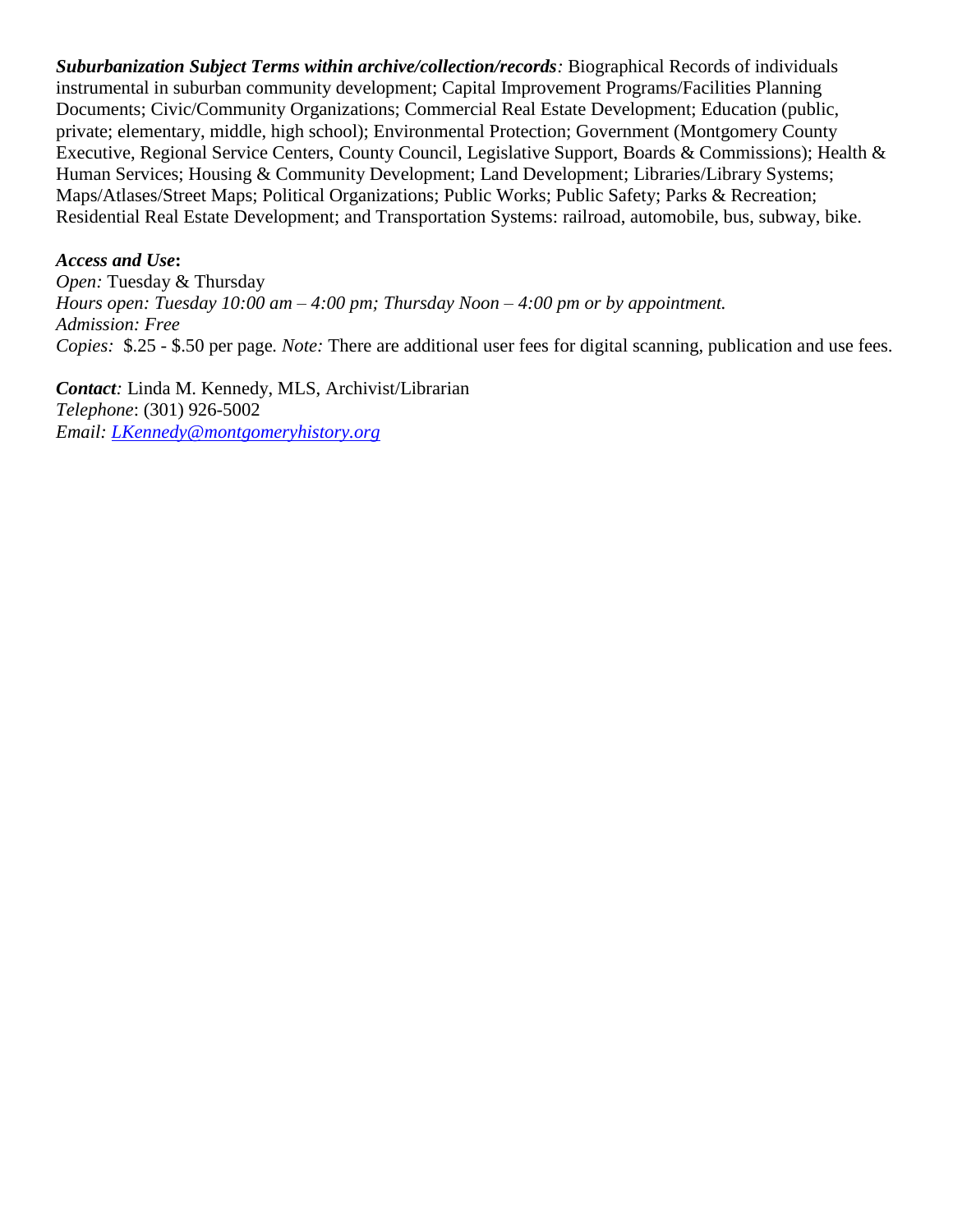***Suburbanization Subject Terms within archive/collection/records**:* Biographical Records of individuals instrumental in suburban community development; Capital Improvement Programs/Facilities Planning Documents; Civic/Community Organizations; Commercial Real Estate Development; Education (public, private; elementary, middle, high school); Environmental Protection; Government (Montgomery County Executive, Regional Service Centers, County Council, Legislative Support, Boards & Commissions); Health & Human Services; Housing & Community Development; Land Development; Libraries/Library Systems; Maps/Atlases/Street Maps; Political Organizations; Public Works; Public Safety; Parks & Recreation; Residential Real Estate Development; and Transportation Systems: railroad, automobile, bus, subway, bike.

***Access and Use*:**
*Open:* Tuesday & Thursday
*Hours open: Tuesday 10:00 am – 4:00 pm; Thursday Noon – 4:00 pm or by appointment.*
*Admission: Free*
*Copies:* $.25 - $.50 per page. *Note:* There are additional user fees for digital scanning, publication and use fees.

***Contact**:* Linda M. Kennedy, MLS, Archivist/Librarian
*Telephone*: (301) 926-5002
*Email:* *LKennedy@montgomeryhistory.org*